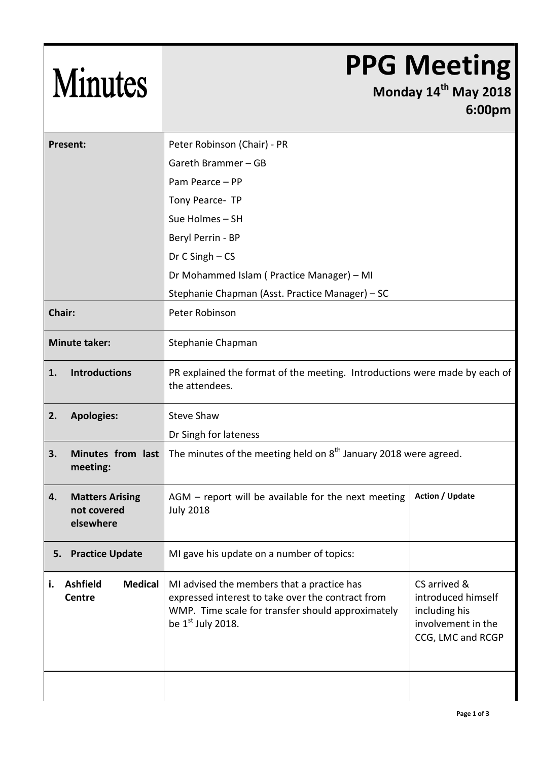# Minutes

# PPG Meeting

**Monday 14th May 2018**
**6:00pm**

| | | |
|---|---|---|
| **Present:** | Peter Robinson (Chair) - PR<br>Gareth Brammer – GB<br>Pam Pearce – PP<br>Tony Pearce- TP<br>Sue Holmes – SH<br>Beryl Perrin - BP<br>Dr C Singh – CS<br>Dr Mohammed Islam ( Practice Manager) – MI<br>Stephanie Chapman (Asst. Practice Manager) – SC | |
| **Chair:** | Peter Robinson | |
| **Minute taker:** | Stephanie Chapman | |
| **1. Introductions** | PR explained the format of the meeting. Introductions were made by each of the attendees. | |
| **2. Apologies:** | Steve Shaw<br>Dr Singh for lateness | |
| **3. Minutes from last meeting:** | The minutes of the meeting held on 8th January 2018 were agreed. | |
| **4. Matters Arising not covered elsewhere** | AGM – report will be available for the next meeting July 2018 | **Action / Update** |
| **5. Practice Update** | MI gave his update on a number of topics: | |
| **i. Ashfield Medical Centre** | MI advised the members that a practice has expressed interest to take over the contract from WMP. Time scale for transfer should approximately be 1st July 2018. | CS arrived & introduced himself including his involvement in the CCG, LMC and RCGP |
| | | |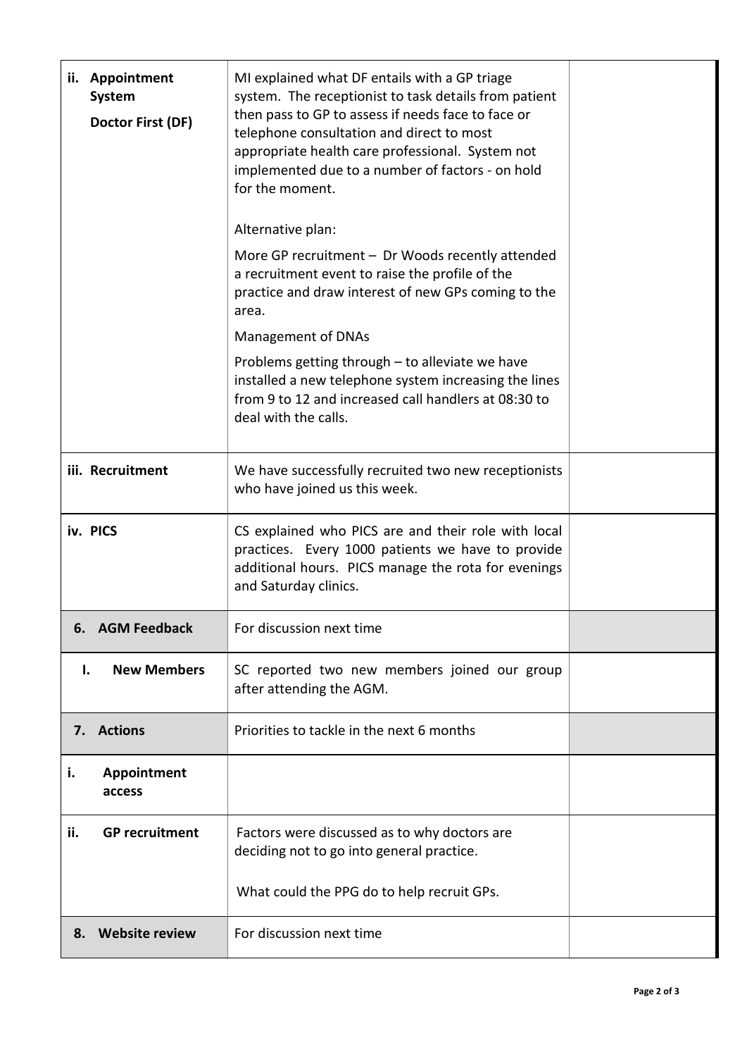| | | |
|---|---|---|
| **ii. Appointment System**<br><br>**Doctor First (DF)** | MI explained what DF entails with a GP triage system. The receptionist to task details from patient then pass to GP to assess if needs face to face or telephone consultation and direct to most appropriate health care professional. System not implemented due to a number of factors - on hold for the moment.<br><br>Alternative plan:<br><br>More GP recruitment – Dr Woods recently attended a recruitment event to raise the profile of the practice and draw interest of new GPs coming to the area.<br><br>Management of DNAs<br><br>Problems getting through – to alleviate we have installed a new telephone system increasing the lines from 9 to 12 and increased call handlers at 08:30 to deal with the calls. | |
| **iii. Recruitment** | We have successfully recruited two new receptionists who have joined us this week. | |
| **iv. PICS** | CS explained who PICS are and their role with local practices. Every 1000 patients we have to provide additional hours. PICS manage the rota for evenings and Saturday clinics. | |
| **6. AGM Feedback** | For discussion next time | |
| **I. New Members** | SC reported two new members joined our group after attending the AGM. | |
| **7. Actions** | Priorities to tackle in the next 6 months | |
| **i. Appointment access** | | |
| **ii. GP recruitment** | Factors were discussed as to why doctors are deciding not to go into general practice.<br><br>What could the PPG do to help recruit GPs. | |
| **8. Website review** | For discussion next time | |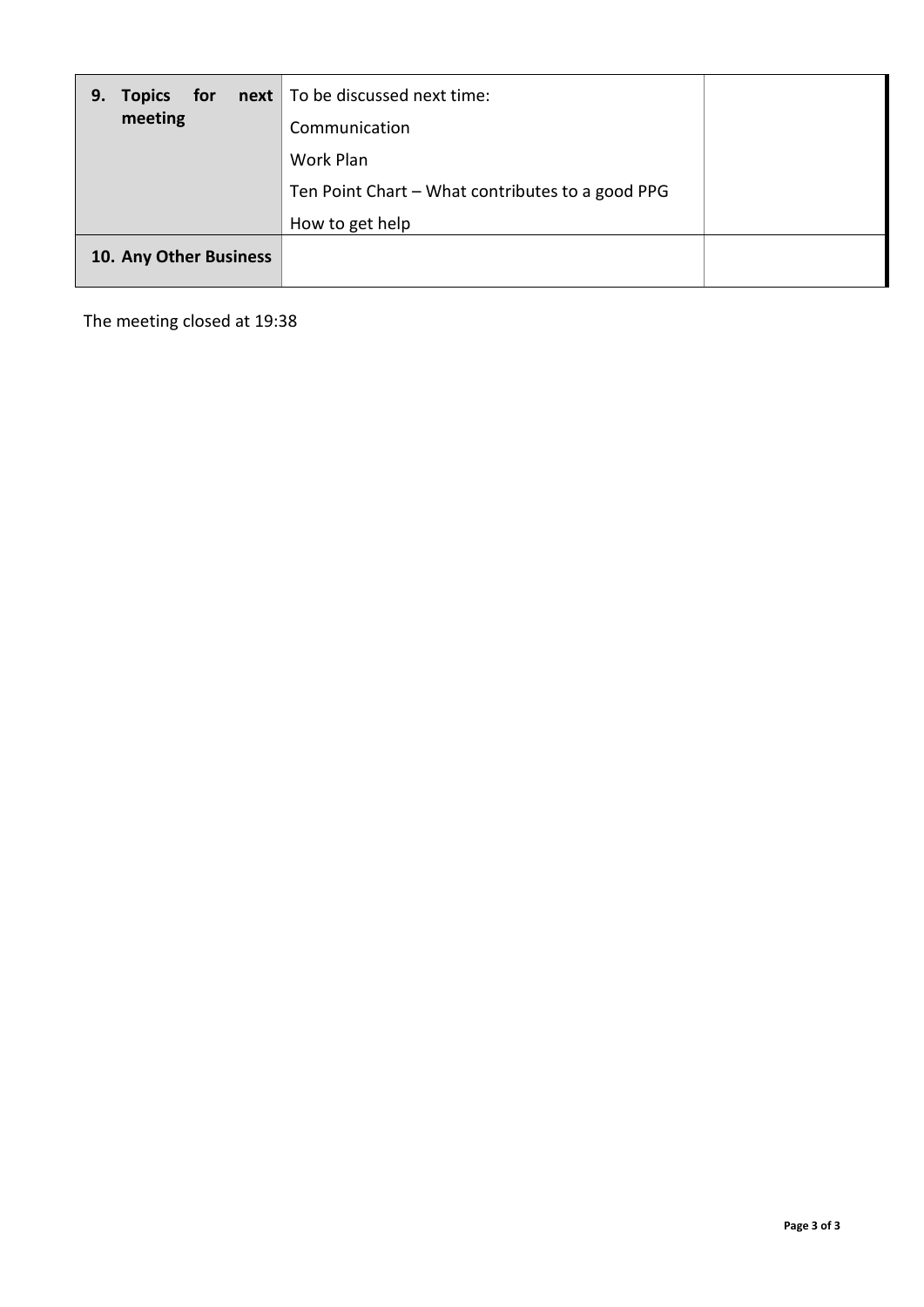| | | |
|---|---|---|
| **9. Topics for next meeting** | To be discussed next time:<br>Communication<br>Work Plan<br>Ten Point Chart – What contributes to a good PPG<br>How to get help | |
| **10. Any Other Business** | | |

The meeting closed at 19:38